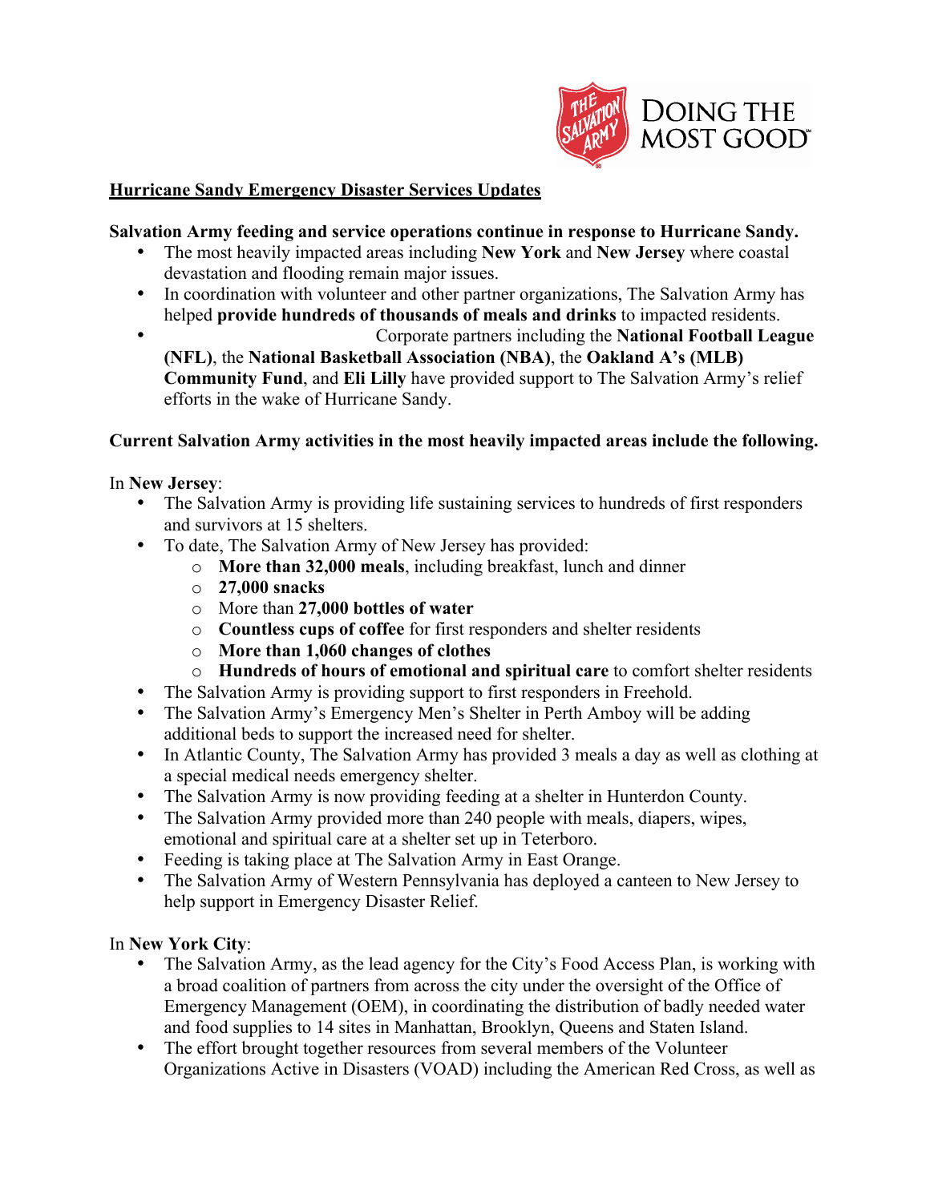**Hurricane Sandy Emergency Disaster Services Updates**

**Salvation Army feeding and service operations continue in response to Hurricane Sandy.**

- The most heavily impacted areas including **New York** and **New Jersey** where coastal devastation and flooding remain major issues.
- In coordination with volunteer and other partner organizations, The Salvation Army has helped **provide hundreds of thousands of meals and drinks** to impacted residents.
- Corporate partners including the **National Football League (NFL)**, the **National Basketball Association (NBA)**, the **Oakland A's (MLB) Community Fund**, and **Eli Lilly** have provided support to The Salvation Army's relief efforts in the wake of Hurricane Sandy.

**Current Salvation Army activities in the most heavily impacted areas include the following.**

In **New Jersey**:

- The Salvation Army is providing life sustaining services to hundreds of first responders and survivors at 15 shelters.
- To date, The Salvation Army of New Jersey has provided:
  - **More than 32,000 meals**, including breakfast, lunch and dinner
  - **27,000 snacks**
  - More than **27,000 bottles of water**
  - **Countless cups of coffee** for first responders and shelter residents
  - **More than 1,060 changes of clothes**
  - **Hundreds of hours of emotional and spiritual care** to comfort shelter residents
- The Salvation Army is providing support to first responders in Freehold.
- The Salvation Army's Emergency Men's Shelter in Perth Amboy will be adding additional beds to support the increased need for shelter.
- In Atlantic County, The Salvation Army has provided 3 meals a day as well as clothing at a special medical needs emergency shelter.
- The Salvation Army is now providing feeding at a shelter in Hunterdon County.
- The Salvation Army provided more than 240 people with meals, diapers, wipes, emotional and spiritual care at a shelter set up in Teterboro.
- Feeding is taking place at The Salvation Army in East Orange.
- The Salvation Army of Western Pennsylvania has deployed a canteen to New Jersey to help support in Emergency Disaster Relief.

In **New York City**:

- The Salvation Army, as the lead agency for the City's Food Access Plan, is working with a broad coalition of partners from across the city under the oversight of the Office of Emergency Management (OEM), in coordinating the distribution of badly needed water and food supplies to 14 sites in Manhattan, Brooklyn, Queens and Staten Island.
- The effort brought together resources from several members of the Volunteer Organizations Active in Disasters (VOAD) including the American Red Cross, as well as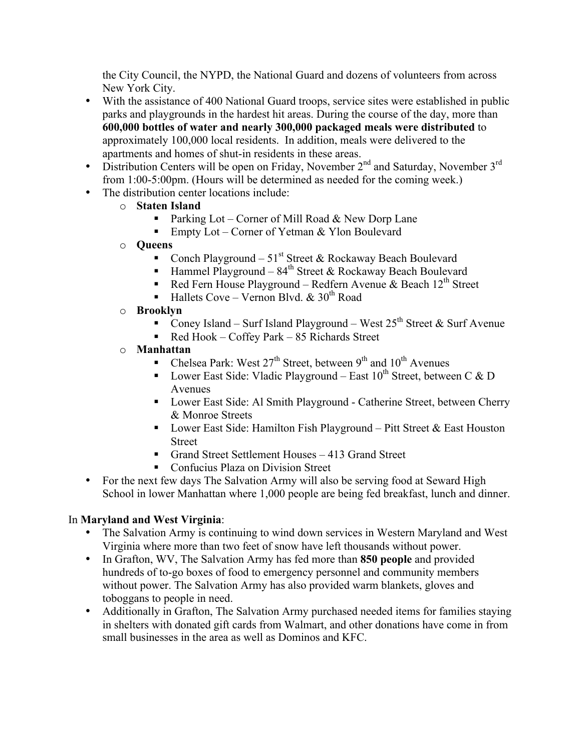the City Council, the NYPD, the National Guard and dozens of volunteers from across New York City.

- With the assistance of 400 National Guard troops, service sites were established in public parks and playgrounds in the hardest hit areas. During the course of the day, more than **600,000 bottles of water and nearly 300,000 packaged meals were distributed** to approximately 100,000 local residents. In addition, meals were delivered to the apartments and homes of shut-in residents in these areas.
- Distribution Centers will be open on Friday, November 2nd and Saturday, November 3rd from 1:00-5:00pm. (Hours will be determined as needed for the coming week.)
- The distribution center locations include:
  - **Staten Island**
    - Parking Lot – Corner of Mill Road & New Dorp Lane
    - Empty Lot – Corner of Yetman & Ylon Boulevard
  - **Queens**
    - Conch Playground – 51st Street & Rockaway Beach Boulevard
    - Hammel Playground – 84th Street & Rockaway Beach Boulevard
    - Red Fern House Playground – Redfern Avenue & Beach 12th Street
    - Hallets Cove – Vernon Blvd. & 30th Road
  - **Brooklyn**
    - Coney Island – Surf Island Playground – West 25th Street & Surf Avenue
    - Red Hook – Coffey Park – 85 Richards Street
  - **Manhattan**
    - Chelsea Park: West 27th Street, between 9th and 10th Avenues
    - Lower East Side: Vladic Playground – East 10th Street, between C & D Avenues
    - Lower East Side: Al Smith Playground - Catherine Street, between Cherry & Monroe Streets
    - Lower East Side: Hamilton Fish Playground – Pitt Street & East Houston Street
    - Grand Street Settlement Houses – 413 Grand Street
    - Confucius Plaza on Division Street
- For the next few days The Salvation Army will also be serving food at Seward High School in lower Manhattan where 1,000 people are being fed breakfast, lunch and dinner.

In **Maryland and West Virginia**:

- The Salvation Army is continuing to wind down services in Western Maryland and West Virginia where more than two feet of snow have left thousands without power.
- In Grafton, WV, The Salvation Army has fed more than **850 people** and provided hundreds of to-go boxes of food to emergency personnel and community members without power. The Salvation Army has also provided warm blankets, gloves and toboggans to people in need.
- Additionally in Grafton, The Salvation Army purchased needed items for families staying in shelters with donated gift cards from Walmart, and other donations have come in from small businesses in the area as well as Dominos and KFC.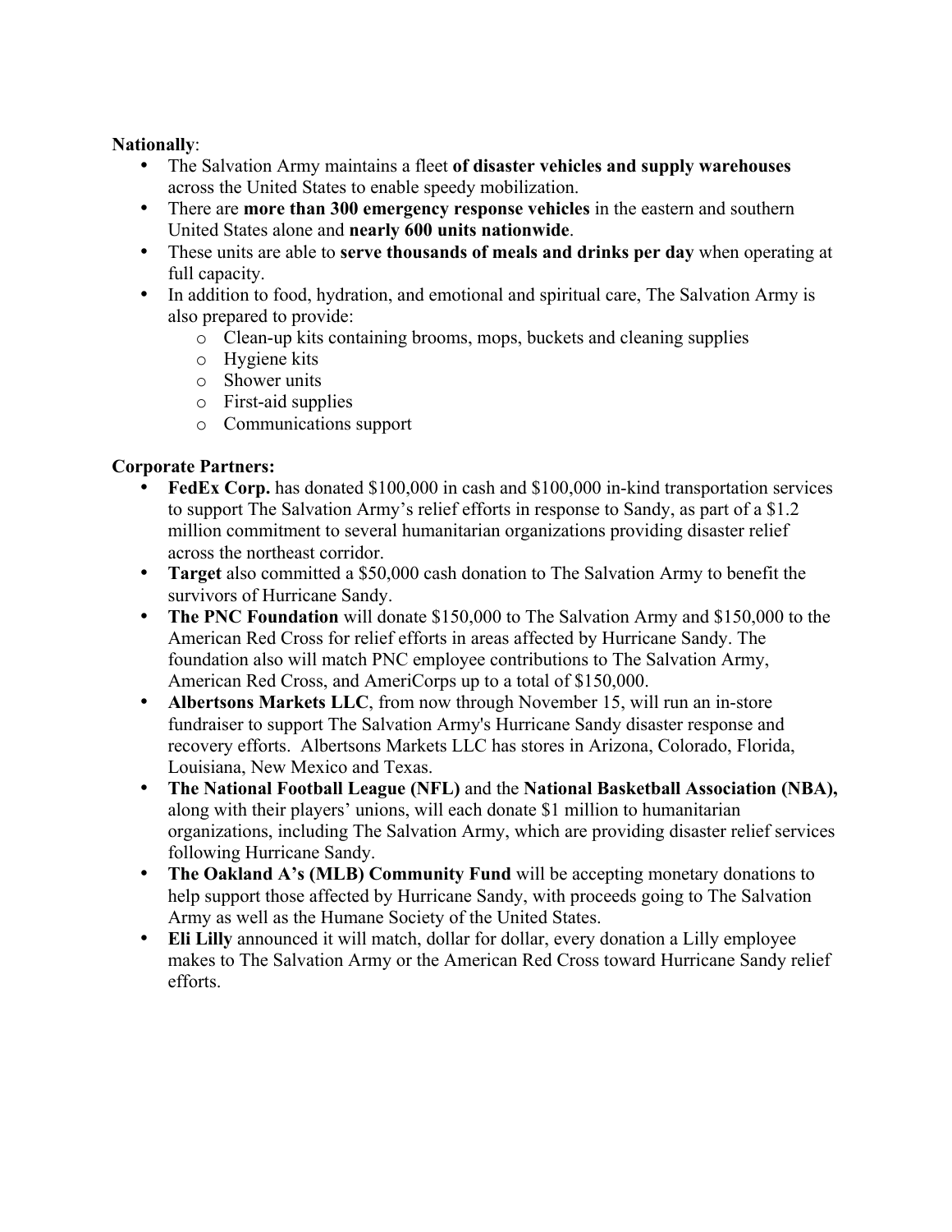**Nationally**:

- The Salvation Army maintains a fleet **of disaster vehicles and supply warehouses** across the United States to enable speedy mobilization.
- There are **more than 300 emergency response vehicles** in the eastern and southern United States alone and **nearly 600 units nationwide**.
- These units are able to **serve thousands of meals and drinks per day** when operating at full capacity.
- In addition to food, hydration, and emotional and spiritual care, The Salvation Army is also prepared to provide:
    - Clean-up kits containing brooms, mops, buckets and cleaning supplies
    - Hygiene kits
    - Shower units
    - First-aid supplies
    - Communications support

**Corporate Partners:**

- **FedEx Corp.** has donated $100,000 in cash and $100,000 in-kind transportation services to support The Salvation Army's relief efforts in response to Sandy, as part of a $1.2 million commitment to several humanitarian organizations providing disaster relief across the northeast corridor.
- **Target** also committed a $50,000 cash donation to The Salvation Army to benefit the survivors of Hurricane Sandy.
- **The PNC Foundation** will donate $150,000 to The Salvation Army and $150,000 to the American Red Cross for relief efforts in areas affected by Hurricane Sandy. The foundation also will match PNC employee contributions to The Salvation Army, American Red Cross, and AmeriCorps up to a total of $150,000.
- **Albertsons Markets LLC**, from now through November 15, will run an in-store fundraiser to support The Salvation Army's Hurricane Sandy disaster response and recovery efforts. Albertsons Markets LLC has stores in Arizona, Colorado, Florida, Louisiana, New Mexico and Texas.
- **The National Football League (NFL)** and the **National Basketball Association (NBA),** along with their players' unions, will each donate $1 million to humanitarian organizations, including The Salvation Army, which are providing disaster relief services following Hurricane Sandy.
- **The Oakland A's (MLB) Community Fund** will be accepting monetary donations to help support those affected by Hurricane Sandy, with proceeds going to The Salvation Army as well as the Humane Society of the United States.
- **Eli Lilly** announced it will match, dollar for dollar, every donation a Lilly employee makes to The Salvation Army or the American Red Cross toward Hurricane Sandy relief efforts.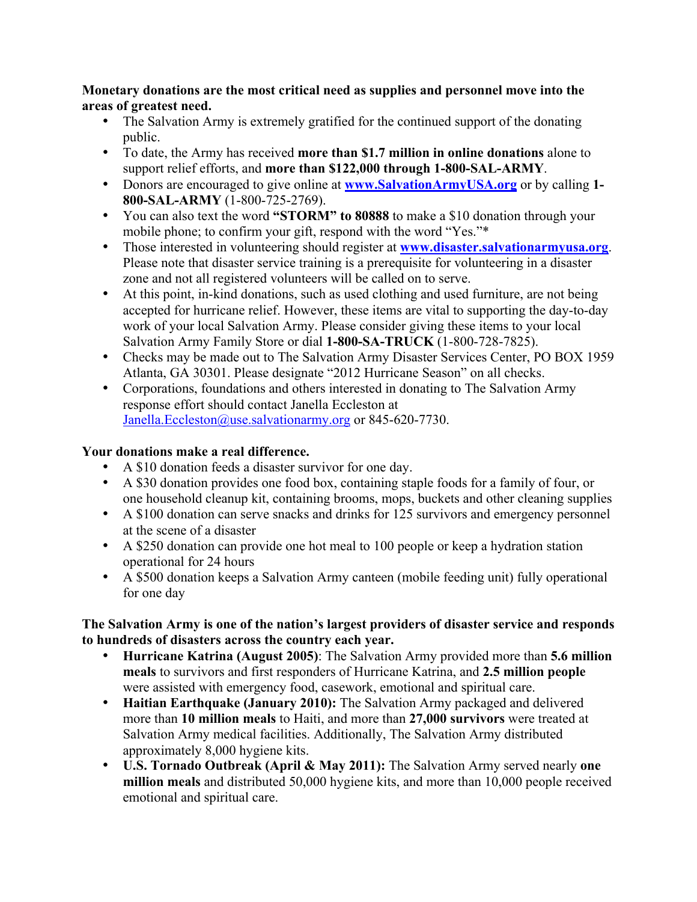**Monetary donations are the most critical need as supplies and personnel move into the areas of greatest need.**

- The Salvation Army is extremely gratified for the continued support of the donating public.
- To date, the Army has received **more than $1.7 million in online donations** alone to support relief efforts, and **more than $122,000 through 1-800-SAL-ARMY**.
- Donors are encouraged to give online at **[www.SalvationArmyUSA.org](http://www.SalvationArmyUSA.org)** or by calling **1-800-SAL-ARMY** (1-800-725-2769).
- You can also text the word **"STORM" to 80888** to make a $10 donation through your mobile phone; to confirm your gift, respond with the word "Yes."*
- Those interested in volunteering should register at **[www.disaster.salvationarmyusa.org](http://www.disaster.salvationarmyusa.org)**. Please note that disaster service training is a prerequisite for volunteering in a disaster zone and not all registered volunteers will be called on to serve.
- At this point, in-kind donations, such as used clothing and used furniture, are not being accepted for hurricane relief. However, these items are vital to supporting the day-to-day work of your local Salvation Army. Please consider giving these items to your local Salvation Army Family Store or dial **1-800-SA-TRUCK** (1-800-728-7825).
- Checks may be made out to The Salvation Army Disaster Services Center, PO BOX 1959 Atlanta, GA 30301. Please designate "2012 Hurricane Season" on all checks.
- Corporations, foundations and others interested in donating to The Salvation Army response effort should contact Janella Eccleston at [Janella.Eccleston@use.salvationarmy.org](mailto:Janella.Eccleston@use.salvationarmy.org) or 845-620-7730.

**Your donations make a real difference.**

- A $10 donation feeds a disaster survivor for one day.
- A $30 donation provides one food box, containing staple foods for a family of four, or one household cleanup kit, containing brooms, mops, buckets and other cleaning supplies
- A $100 donation can serve snacks and drinks for 125 survivors and emergency personnel at the scene of a disaster
- A $250 donation can provide one hot meal to 100 people or keep a hydration station operational for 24 hours
- A $500 donation keeps a Salvation Army canteen (mobile feeding unit) fully operational for one day

**The Salvation Army is one of the nation's largest providers of disaster service and responds to hundreds of disasters across the country each year.**

- **Hurricane Katrina (August 2005)**: The Salvation Army provided more than **5.6 million meals** to survivors and first responders of Hurricane Katrina, and **2.5 million people** were assisted with emergency food, casework, emotional and spiritual care.
- **Haitian Earthquake (January 2010):** The Salvation Army packaged and delivered more than **10 million meals** to Haiti, and more than **27,000 survivors** were treated at Salvation Army medical facilities. Additionally, The Salvation Army distributed approximately 8,000 hygiene kits.
- **U.S. Tornado Outbreak (April & May 2011):** The Salvation Army served nearly **one million meals** and distributed 50,000 hygiene kits, and more than 10,000 people received emotional and spiritual care.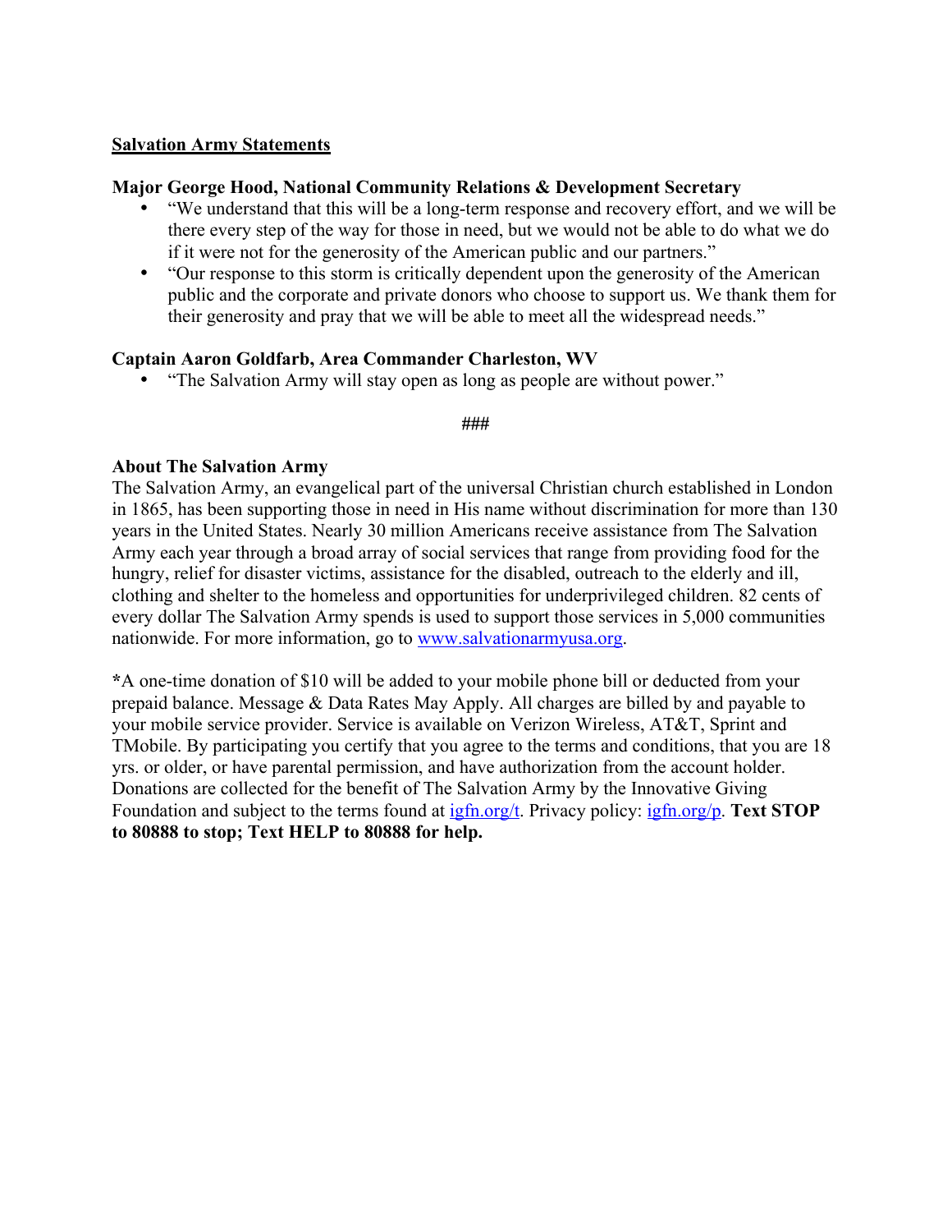**Salvation Army Statements**

**Major George Hood, National Community Relations & Development Secretary**

- "We understand that this will be a long-term response and recovery effort, and we will be there every step of the way for those in need, but we would not be able to do what we do if it were not for the generosity of the American public and our partners."
- "Our response to this storm is critically dependent upon the generosity of the American public and the corporate and private donors who choose to support us. We thank them for their generosity and pray that we will be able to meet all the widespread needs."

**Captain Aaron Goldfarb, Area Commander Charleston, WV**

- "The Salvation Army will stay open as long as people are without power."

###

**About The Salvation Army**

The Salvation Army, an evangelical part of the universal Christian church established in London in 1865, has been supporting those in need in His name without discrimination for more than 130 years in the United States. Nearly 30 million Americans receive assistance from The Salvation Army each year through a broad array of social services that range from providing food for the hungry, relief for disaster victims, assistance for the disabled, outreach to the elderly and ill, clothing and shelter to the homeless and opportunities for underprivileged children. 82 cents of every dollar The Salvation Army spends is used to support those services in 5,000 communities nationwide. For more information, go to [www.salvationarmyusa.org](www.salvationarmyusa.org).

**\***A one-time donation of $10 will be added to your mobile phone bill or deducted from your prepaid balance. Message & Data Rates May Apply. All charges are billed by and payable to your mobile service provider. Service is available on Verizon Wireless, AT&T, Sprint and TMobile. By participating you certify that you agree to the terms and conditions, that you are 18 yrs. or older, or have parental permission, and have authorization from the account holder. Donations are collected for the benefit of The Salvation Army by the Innovative Giving Foundation and subject to the terms found at [igfn.org/t](igfn.org/t). Privacy policy: [igfn.org/p](igfn.org/p). **Text STOP to 80888 to stop; Text HELP to 80888 for help.**